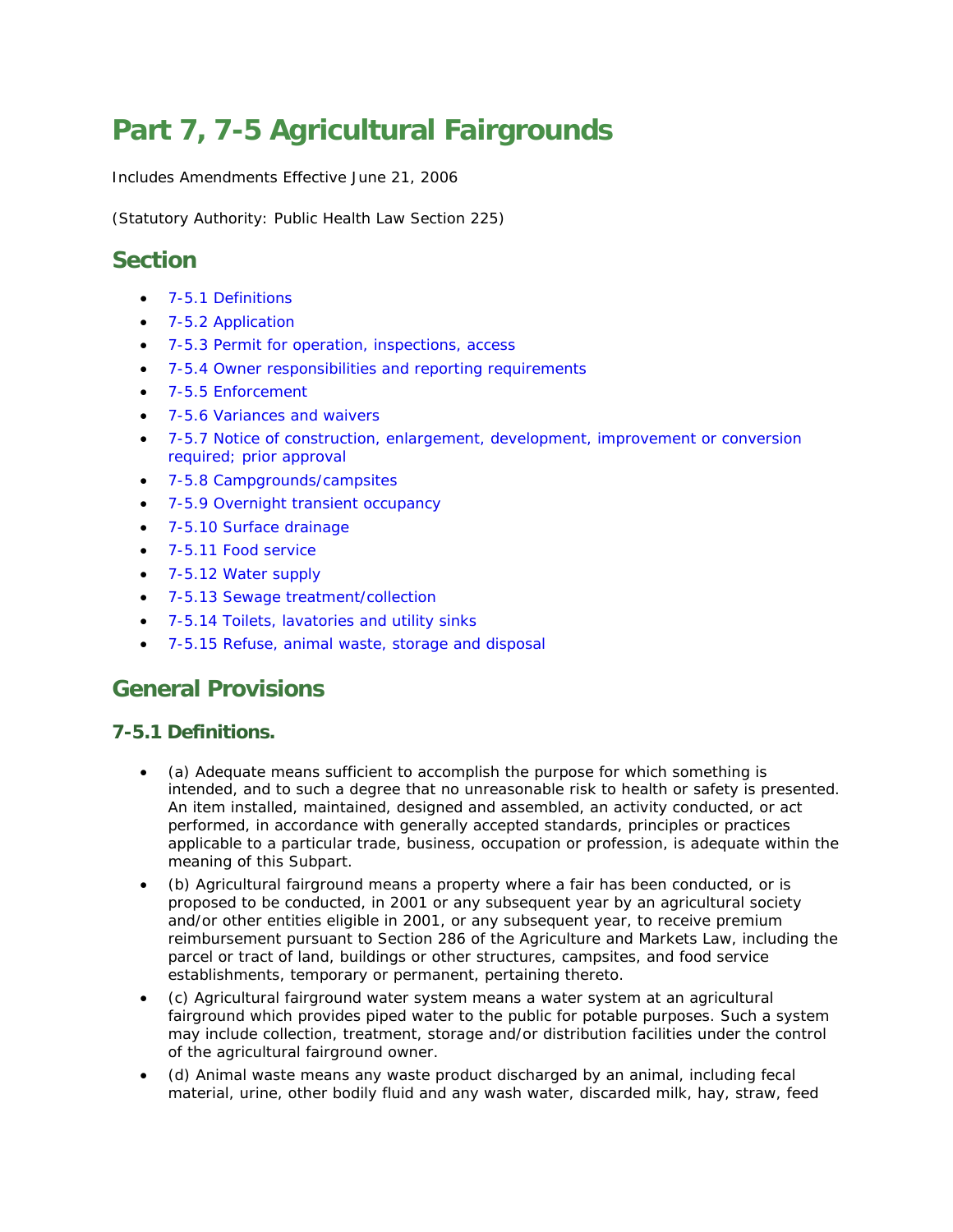# Part 7, 7-5 Agricultural Fairgrounds

Includes Amendments Effective June 21, 2006

(Statutory Authority: Public Health Law Section 225)

## Section

- 7-5.1 Definitions
- 7-5.2 Application
- 7-5.3 Permit for operation, inspections, access
- 7-5.4 Owner responsibilities and reporting requirements
- 7-5.5 Enforcement
- 7-5.6 Variances and waivers
- 7-5.7 Notice of construction, enlargement, development, improvement or conversion required; prior approval
- 7-5.8 Campgrounds/campsites
- 7-5.9 Overnight transient occupancy
- 7-5.10 Surface drainage
- 7-5.11 Food service
- 7-5.12 Water supply
- 7-5.13 Sewage treatment/collection
- 7-5.14 Toilets, lavatories and utility sinks
- 7-5.15 Refuse, animal waste, storage and disposal

## General Provisions

### 7-5.1 Definitions.

- (a) Adequate means sufficient to accomplish the purpose for which something is intended, and to such a degree that no unreasonable risk to health or safety is presented. An item installed, maintained, designed and assembled, an activity conducted, or act performed, in accordance with generally accepted standards, principles or practices applicable to a particular trade, business, occupation or profession, is adequate within the meaning of this Subpart.
- (b) Agricultural fairground means a property where a fair has been conducted, or is proposed to be conducted, in 2001 or any subsequent year by an agricultural society and/or other entities eligible in 2001, or any subsequent year, to receive premium reimbursement pursuant to Section 286 of the Agriculture and Markets Law, including the parcel or tract of land, buildings or other structures, campsites, and food service establishments, temporary or permanent, pertaining thereto.
- (c) Agricultural fairground water system means a water system at an agricultural fairground which provides piped water to the public for potable purposes. Such a system may include collection, treatment, storage and/or distribution facilities under the control of the agricultural fairground owner.
- (d) Animal waste means any waste product discharged by an animal, including fecal material, urine, other bodily fluid and any wash water, discarded milk, hay, straw, feed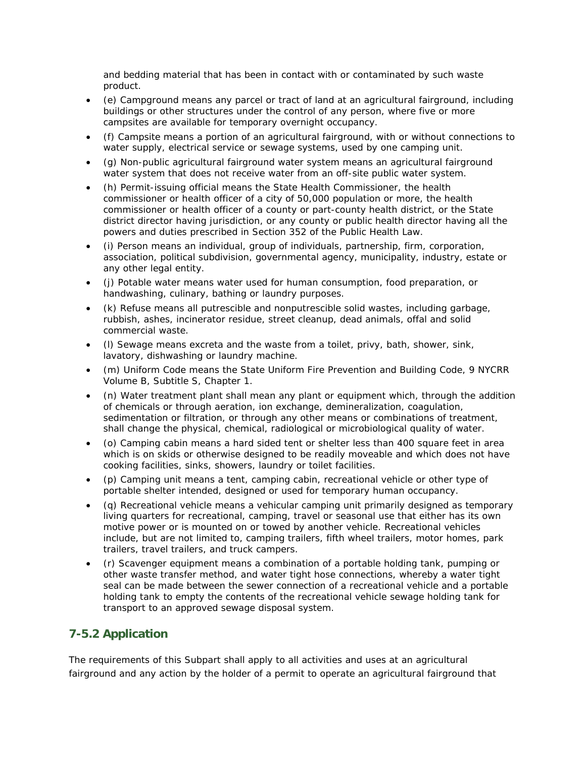and bedding material that has been in contact with or contaminated by such waste product.

- (e) Campground means any parcel or tract of land at an agricultural fairground, including buildings or other structures under the control of any person, where five or more campsites are available for temporary overnight occupancy.
- (f) Campsite means a portion of an agricultural fairground, with or without connections to water supply, electrical service or sewage systems, used by one camping unit.
- (g) Non-public agricultural fairground water system means an agricultural fairground water system that does not receive water from an off-site public water system.
- (h) Permit-issuing official means the State Health Commissioner, the health commissioner or health officer of a city of 50,000 population or more, the health commissioner or health officer of a county or part-county health district, or the State district director having jurisdiction, or any county or public health director having all the powers and duties prescribed in Section 352 of the Public Health Law.
- (i) Person means an individual, group of individuals, partnership, firm, corporation, association, political subdivision, governmental agency, municipality, industry, estate or any other legal entity.
- (j) Potable water means water used for human consumption, food preparation, or handwashing, culinary, bathing or laundry purposes.
- (k) Refuse means all putrescible and nonputrescible solid wastes, including garbage, rubbish, ashes, incinerator residue, street cleanup, dead animals, offal and solid commercial waste.
- (l) Sewage means excreta and the waste from a toilet, privy, bath, shower, sink, lavatory, dishwashing or laundry machine.
- (m) Uniform Code means the State Uniform Fire Prevention and Building Code, 9 NYCRR Volume B, Subtitle S, Chapter 1.
- (n) Water treatment plant shall mean any plant or equipment which, through the addition of chemicals or through aeration, ion exchange, demineralization, coagulation, sedimentation or filtration, or through any other means or combinations of treatment, shall change the physical, chemical, radiological or microbiological quality of water.
- (o) Camping cabin means a hard sided tent or shelter less than 400 square feet in area which is on skids or otherwise designed to be readily moveable and which does not have cooking facilities, sinks, showers, laundry or toilet facilities.
- (p) Camping unit means a tent, camping cabin, recreational vehicle or other type of portable shelter intended, designed or used for temporary human occupancy.
- (q) Recreational vehicle means a vehicular camping unit primarily designed as temporary living quarters for recreational, camping, travel or seasonal use that either has its own motive power or is mounted on or towed by another vehicle. Recreational vehicles include, but are not limited to, camping trailers, fifth wheel trailers, motor homes, park trailers, travel trailers, and truck campers.
- (r) Scavenger equipment means a combination of a portable holding tank, pumping or other waste transfer method, and water tight hose connections, whereby a water tight seal can be made between the sewer connection of a recreational vehicle and a portable holding tank to empty the contents of the recreational vehicle sewage holding tank for transport to an approved sewage disposal system.

## 7-5.2 Application

The requirements of this Subpart shall apply to all activities and uses at an agricultural fairground and any action by the holder of a permit to operate an agricultural fairground that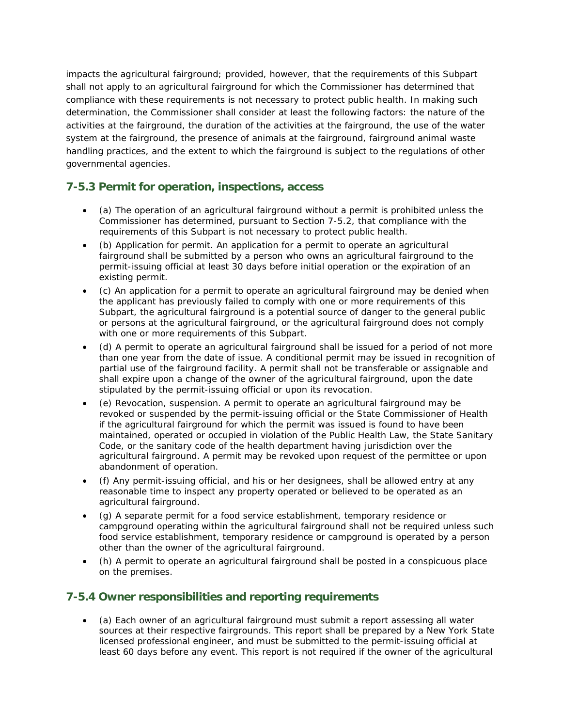impacts the agricultural fairground; provided, however, that the requirements of this Subpart shall not apply to an agricultural fairground for which the Commissioner has determined that compliance with these requirements is not necessary to protect public health. In making such determination, the Commissioner shall consider at least the following factors: the nature of the activities at the fairground, the duration of the activities at the fairground, the use of the water system at the fairground, the presence of animals at the fairground, fairground animal waste handling practices, and the extent to which the fairground is subject to the regulations of other governmental agencies.

## 7-5.3 Permit for operation, inspections, access

- (a) The operation of an agricultural fairground without a permit is prohibited unless the Commissioner has determined, pursuant to Section 7-5.2, that compliance with the requirements of this Subpart is not necessary to protect public health.
- (b) Application for permit. An application for a permit to operate an agricultural fairground shall be submitted by a person who owns an agricultural fairground to the permit-issuing official at least 30 days before initial operation or the expiration of an existing permit.
- (c) An application for a permit to operate an agricultural fairground may be denied when the applicant has previously failed to comply with one or more requirements of this Subpart, the agricultural fairground is a potential source of danger to the general public or persons at the agricultural fairground, or the agricultural fairground does not comply with one or more requirements of this Subpart.
- (d) A permit to operate an agricultural fairground shall be issued for a period of not more than one year from the date of issue. A conditional permit may be issued in recognition of partial use of the fairground facility. A permit shall not be transferable or assignable and shall expire upon a change of the owner of the agricultural fairground, upon the date stipulated by the permit-issuing official or upon its revocation.
- (e) Revocation, suspension. A permit to operate an agricultural fairground may be revoked or suspended by the permit-issuing official or the State Commissioner of Health if the agricultural fairground for which the permit was issued is found to have been maintained, operated or occupied in violation of the Public Health Law, the State Sanitary Code, or the sanitary code of the health department having jurisdiction over the agricultural fairground. A permit may be revoked upon request of the permittee or upon abandonment of operation.
- (f) Any permit-issuing official, and his or her designees, shall be allowed entry at any reasonable time to inspect any property operated or believed to be operated as an agricultural fairground.
- (g) A separate permit for a food service establishment, temporary residence or campground operating within the agricultural fairground shall not be required unless such food service establishment, temporary residence or campground is operated by a person other than the owner of the agricultural fairground.
- (h) A permit to operate an agricultural fairground shall be posted in a conspicuous place on the premises.

## 7-5.4 Owner responsibilities and reporting requirements

- (a) Each owner of an agricultural fairground must submit a report assessing all water sources at their respective fairgrounds. This report shall be prepared by a New York State licensed professional engineer, and must be submitted to the permit-issuing official at least 60 days before any event. This report is not required if the owner of the agricultural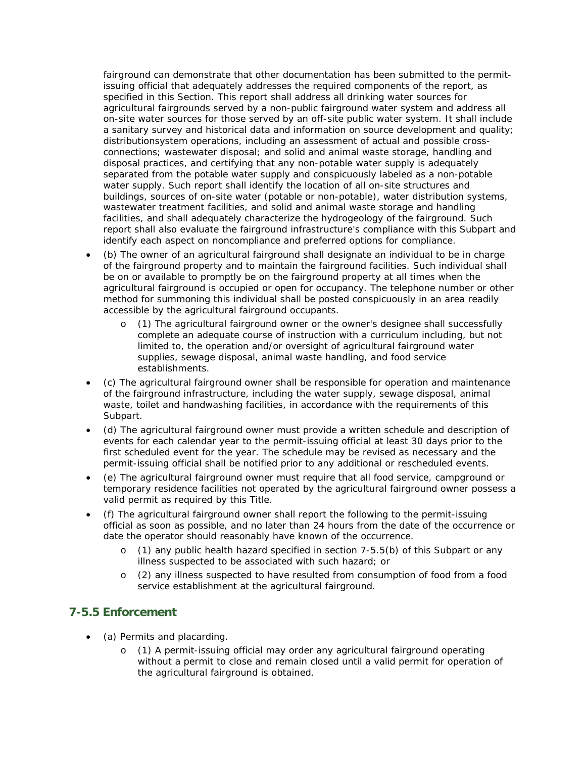fairground can demonstrate that other documentation has been submitted to the permit-issuing official that adequately addresses the required components of the report, as specified in this Section. This report shall address all drinking water sources for agricultural fairgrounds served by a non-public fairground water system and address all on-site water sources for those served by an off-site public water system. It shall include a sanitary survey and historical data and information on source development and quality; distributionsystem operations, including an assessment of actual and possible cross-connections; wastewater disposal; and solid and animal waste storage, handling and disposal practices, and certifying that any non-potable water supply is adequately separated from the potable water supply and conspicuously labeled as a non-potable water supply. Such report shall identify the location of all on-site structures and buildings, sources of on-site water (potable or non-potable), water distribution systems, wastewater treatment facilities, and solid and animal waste storage and handling facilities, and shall adequately characterize the hydrogeology of the fairground. Such report shall also evaluate the fairground infrastructure's compliance with this Subpart and identify each aspect on noncompliance and preferred options for compliance.

- (b) The owner of an agricultural fairground shall designate an individual to be in charge of the fairground property and to maintain the fairground facilities. Such individual shall be on or available to promptly be on the fairground property at all times when the agricultural fairground is occupied or open for occupancy. The telephone number or other method for summoning this individual shall be posted conspicuously in an area readily accessible by the agricultural fairground occupants.
  - (1) The agricultural fairground owner or the owner's designee shall successfully complete an adequate course of instruction with a curriculum including, but not limited to, the operation and/or oversight of agricultural fairground water supplies, sewage disposal, animal waste handling, and food service establishments.
- (c) The agricultural fairground owner shall be responsible for operation and maintenance of the fairground infrastructure, including the water supply, sewage disposal, animal waste, toilet and handwashing facilities, in accordance with the requirements of this Subpart.
- (d) The agricultural fairground owner must provide a written schedule and description of events for each calendar year to the permit-issuing official at least 30 days prior to the first scheduled event for the year. The schedule may be revised as necessary and the permit-issuing official shall be notified prior to any additional or rescheduled events.
- (e) The agricultural fairground owner must require that all food service, campground or temporary residence facilities not operated by the agricultural fairground owner possess a valid permit as required by this Title.
- (f) The agricultural fairground owner shall report the following to the permit-issuing official as soon as possible, and no later than 24 hours from the date of the occurrence or date the operator should reasonably have known of the occurrence.
  - (1) any public health hazard specified in section 7-5.5(b) of this Subpart or any illness suspected to be associated with such hazard; or
  - (2) any illness suspected to have resulted from consumption of food from a food service establishment at the agricultural fairground.

## 7-5.5 Enforcement

- (a) Permits and placarding.
  - (1) A permit-issuing official may order any agricultural fairground operating without a permit to close and remain closed until a valid permit for operation of the agricultural fairground is obtained.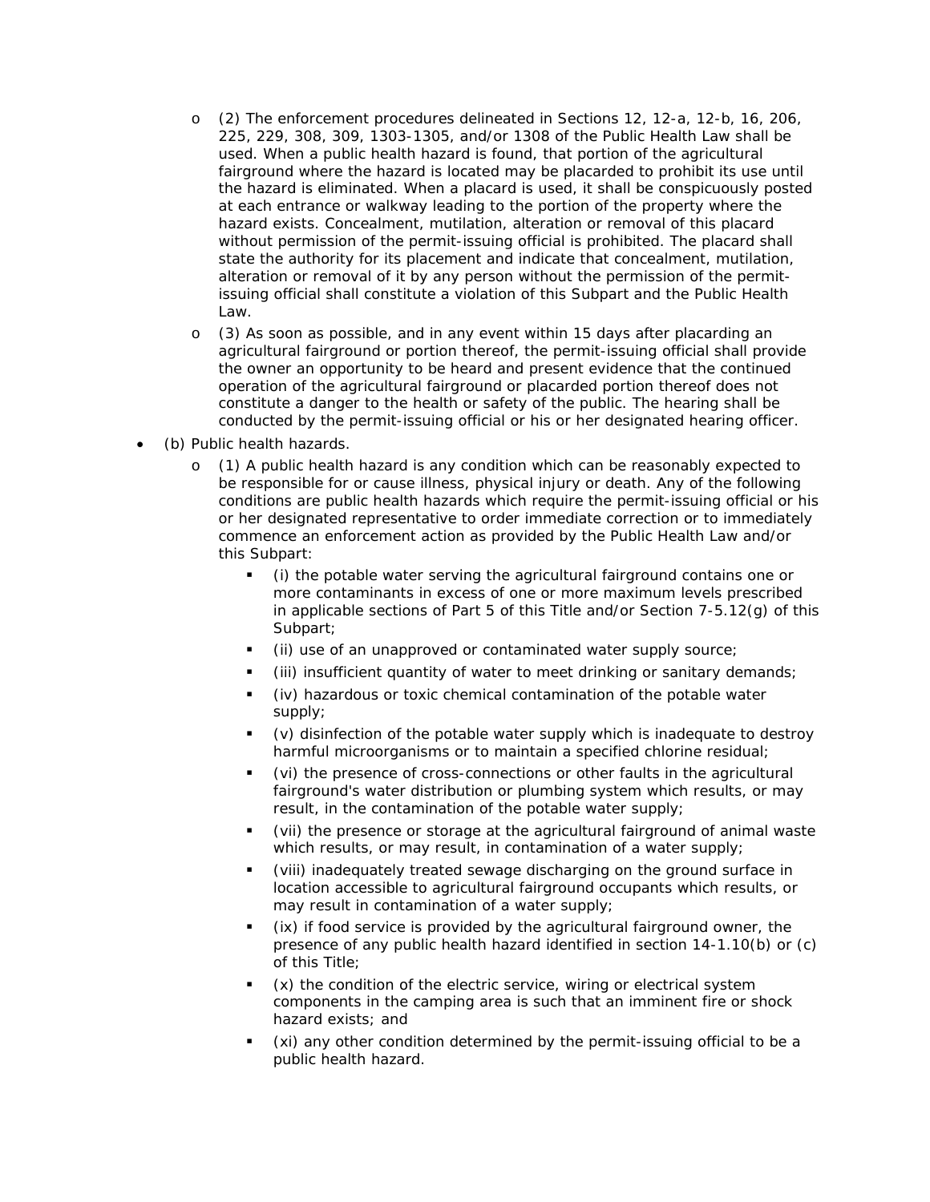- (2) The enforcement procedures delineated in Sections 12, 12-a, 12-b, 16, 206, 225, 229, 308, 309, 1303-1305, and/or 1308 of the Public Health Law shall be used. When a public health hazard is found, that portion of the agricultural fairground where the hazard is located may be placarded to prohibit its use until the hazard is eliminated. When a placard is used, it shall be conspicuously posted at each entrance or walkway leading to the portion of the property where the hazard exists. Concealment, mutilation, alteration or removal of this placard without permission of the permit-issuing official is prohibited. The placard shall state the authority for its placement and indicate that concealment, mutilation, alteration or removal of it by any person without the permission of the permit-issuing official shall constitute a violation of this Subpart and the Public Health Law.
- (3) As soon as possible, and in any event within 15 days after placarding an agricultural fairground or portion thereof, the permit-issuing official shall provide the owner an opportunity to be heard and present evidence that the continued operation of the agricultural fairground or placarded portion thereof does not constitute a danger to the health or safety of the public. The hearing shall be conducted by the permit-issuing official or his or her designated hearing officer.

- (b) Public health hazards.
  - (1) A public health hazard is any condition which can be reasonably expected to be responsible for or cause illness, physical injury or death. Any of the following conditions are public health hazards which require the permit-issuing official or his or her designated representative to order immediate correction or to immediately commence an enforcement action as provided by the Public Health Law and/or this Subpart:
    - (i) the potable water serving the agricultural fairground contains one or more contaminants in excess of one or more maximum levels prescribed in applicable sections of Part 5 of this Title and/or Section 7-5.12(g) of this Subpart;
    - (ii) use of an unapproved or contaminated water supply source;
    - (iii) insufficient quantity of water to meet drinking or sanitary demands;
    - (iv) hazardous or toxic chemical contamination of the potable water supply;
    - (v) disinfection of the potable water supply which is inadequate to destroy harmful microorganisms or to maintain a specified chlorine residual;
    - (vi) the presence of cross-connections or other faults in the agricultural fairground's water distribution or plumbing system which results, or may result, in the contamination of the potable water supply;
    - (vii) the presence or storage at the agricultural fairground of animal waste which results, or may result, in contamination of a water supply;
    - (viii) inadequately treated sewage discharging on the ground surface in location accessible to agricultural fairground occupants which results, or may result in contamination of a water supply;
    - (ix) if food service is provided by the agricultural fairground owner, the presence of any public health hazard identified in section 14-1.10(b) or (c) of this Title;
    - (x) the condition of the electric service, wiring or electrical system components in the camping area is such that an imminent fire or shock hazard exists; and
    - (xi) any other condition determined by the permit-issuing official to be a public health hazard.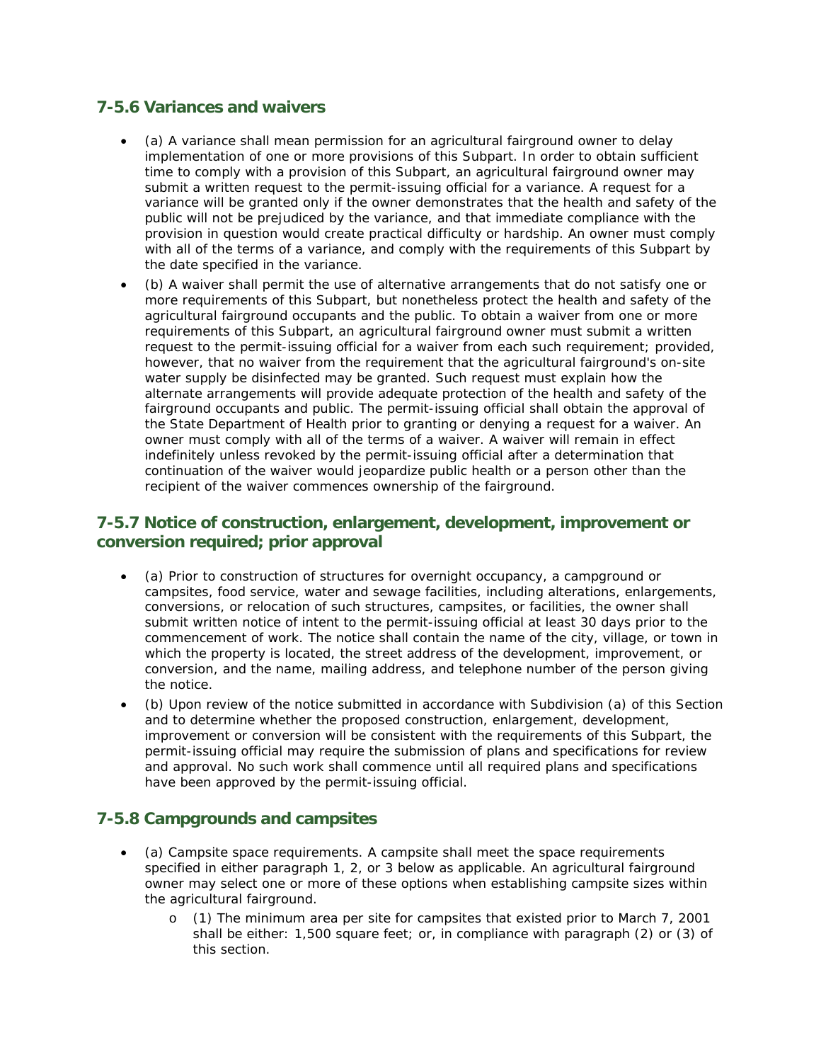## 7-5.6 Variances and waivers

- (a) A variance shall mean permission for an agricultural fairground owner to delay implementation of one or more provisions of this Subpart. In order to obtain sufficient time to comply with a provision of this Subpart, an agricultural fairground owner may submit a written request to the permit-issuing official for a variance. A request for a variance will be granted only if the owner demonstrates that the health and safety of the public will not be prejudiced by the variance, and that immediate compliance with the provision in question would create practical difficulty or hardship. An owner must comply with all of the terms of a variance, and comply with the requirements of this Subpart by the date specified in the variance.
- (b) A waiver shall permit the use of alternative arrangements that do not satisfy one or more requirements of this Subpart, but nonetheless protect the health and safety of the agricultural fairground occupants and the public. To obtain a waiver from one or more requirements of this Subpart, an agricultural fairground owner must submit a written request to the permit-issuing official for a waiver from each such requirement; provided, however, that no waiver from the requirement that the agricultural fairground's on-site water supply be disinfected may be granted. Such request must explain how the alternate arrangements will provide adequate protection of the health and safety of the fairground occupants and public. The permit-issuing official shall obtain the approval of the State Department of Health prior to granting or denying a request for a waiver. An owner must comply with all of the terms of a waiver. A waiver will remain in effect indefinitely unless revoked by the permit-issuing official after a determination that continuation of the waiver would jeopardize public health or a person other than the recipient of the waiver commences ownership of the fairground.

## 7-5.7 Notice of construction, enlargement, development, improvement or conversion required; prior approval

- (a) Prior to construction of structures for overnight occupancy, a campground or campsites, food service, water and sewage facilities, including alterations, enlargements, conversions, or relocation of such structures, campsites, or facilities, the owner shall submit written notice of intent to the permit-issuing official at least 30 days prior to the commencement of work. The notice shall contain the name of the city, village, or town in which the property is located, the street address of the development, improvement, or conversion, and the name, mailing address, and telephone number of the person giving the notice.
- (b) Upon review of the notice submitted in accordance with Subdivision (a) of this Section and to determine whether the proposed construction, enlargement, development, improvement or conversion will be consistent with the requirements of this Subpart, the permit-issuing official may require the submission of plans and specifications for review and approval. No such work shall commence until all required plans and specifications have been approved by the permit-issuing official.

## 7-5.8 Campgrounds and campsites

- (a) Campsite space requirements. A campsite shall meet the space requirements specified in either paragraph 1, 2, or 3 below as applicable. An agricultural fairground owner may select one or more of these options when establishing campsite sizes within the agricultural fairground.
  - (1) The minimum area per site for campsites that existed prior to March 7, 2001 shall be either: 1,500 square feet; or, in compliance with paragraph (2) or (3) of this section.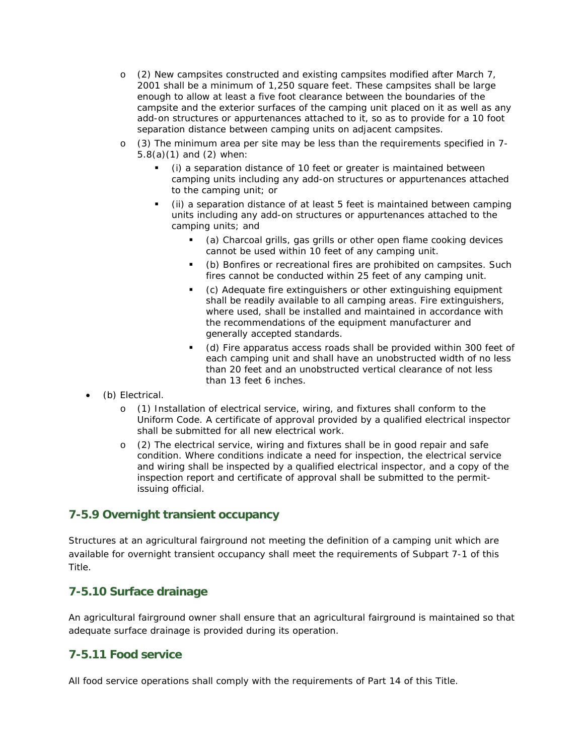- (2) New campsites constructed and existing campsites modified after March 7, 2001 shall be a minimum of 1,250 square feet. These campsites shall be large enough to allow at least a five foot clearance between the boundaries of the campsite and the exterior surfaces of the camping unit placed on it as well as any add-on structures or appurtenances attached to it, so as to provide for a 10 foot separation distance between camping units on adjacent campsites.
- (3) The minimum area per site may be less than the requirements specified in 7-5.8(a)(1) and (2) when:
  - (i) a separation distance of 10 feet or greater is maintained between camping units including any add-on structures or appurtenances attached to the camping unit; or
  - (ii) a separation distance of at least 5 feet is maintained between camping units including any add-on structures or appurtenances attached to the camping units; and
    - (a) Charcoal grills, gas grills or other open flame cooking devices cannot be used within 10 feet of any camping unit.
    - (b) Bonfires or recreational fires are prohibited on campsites. Such fires cannot be conducted within 25 feet of any camping unit.
    - (c) Adequate fire extinguishers or other extinguishing equipment shall be readily available to all camping areas. Fire extinguishers, where used, shall be installed and maintained in accordance with the recommendations of the equipment manufacturer and generally accepted standards.
    - (d) Fire apparatus access roads shall be provided within 300 feet of each camping unit and shall have an unobstructed width of no less than 20 feet and an unobstructed vertical clearance of not less than 13 feet 6 inches.

- (b) Electrical.
  - (1) Installation of electrical service, wiring, and fixtures shall conform to the Uniform Code. A certificate of approval provided by a qualified electrical inspector shall be submitted for all new electrical work.
  - (2) The electrical service, wiring and fixtures shall be in good repair and safe condition. Where conditions indicate a need for inspection, the electrical service and wiring shall be inspected by a qualified electrical inspector, and a copy of the inspection report and certificate of approval shall be submitted to the permit-issuing official.

## 7-5.9 Overnight transient occupancy

Structures at an agricultural fairground not meeting the definition of a camping unit which are available for overnight transient occupancy shall meet the requirements of Subpart 7-1 of this Title.

## 7-5.10 Surface drainage

An agricultural fairground owner shall ensure that an agricultural fairground is maintained so that adequate surface drainage is provided during its operation.

## 7-5.11 Food service

All food service operations shall comply with the requirements of Part 14 of this Title.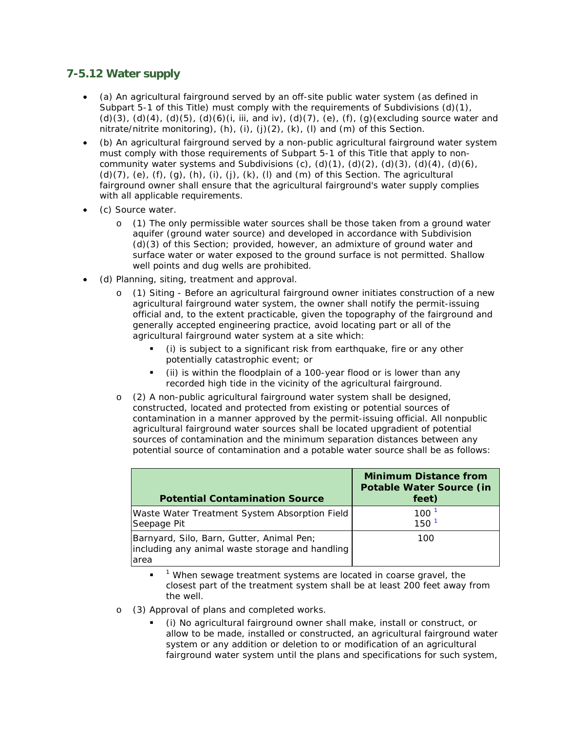## 7-5.12 Water supply

- (a) An agricultural fairground served by an off-site public water system (as defined in Subpart 5-1 of this Title) must comply with the requirements of Subdivisions (d)(1), (d)(3), (d)(4), (d)(5), (d)(6)(i, iii, and iv), (d)(7), (e), (f), (g)(excluding source water and nitrate/nitrite monitoring), (h), (i), (j)(2), (k), (l) and (m) of this Section.
- (b) An agricultural fairground served by a non-public agricultural fairground water system must comply with those requirements of Subpart 5-1 of this Title that apply to non-community water systems and Subdivisions (c), (d)(1), (d)(2), (d)(3), (d)(4), (d)(6), (d)(7), (e), (f), (g), (h), (i), (j), (k), (l) and (m) of this Section. The agricultural fairground owner shall ensure that the agricultural fairground's water supply complies with all applicable requirements.
- (c) Source water.
  - (1) The only permissible water sources shall be those taken from a ground water aquifer (ground water source) and developed in accordance with Subdivision (d)(3) of this Section; provided, however, an admixture of ground water and surface water or water exposed to the ground surface is not permitted. Shallow well points and dug wells are prohibited.
- (d) Planning, siting, treatment and approval.
  - (1) Siting - Before an agricultural fairground owner initiates construction of a new agricultural fairground water system, the owner shall notify the permit-issuing official and, to the extent practicable, given the topography of the fairground and generally accepted engineering practice, avoid locating part or all of the agricultural fairground water system at a site which:
    - (i) is subject to a significant risk from earthquake, fire or any other potentially catastrophic event; or
    - (ii) is within the floodplain of a 100-year flood or is lower than any recorded high tide in the vicinity of the agricultural fairground.
  - (2) A non-public agricultural fairground water system shall be designed, constructed, located and protected from existing or potential sources of contamination in a manner approved by the permit-issuing official. All nonpublic agricultural fairground water sources shall be located upgradient of potential sources of contamination and the minimum separation distances between any potential source of contamination and a potable water source shall be as follows:

| Potential Contamination Source | Minimum Distance from Potable Water Source (in feet) |
|---|---|
| Waste Water Treatment System Absorption Field<br>Seepage Pit | 100 [1]<br>150 [1] |
| Barnyard, Silo, Barn, Gutter, Animal Pen; including any animal waste storage and handling area | 100 |

    - [1] When sewage treatment systems are located in coarse gravel, the closest part of the treatment system shall be at least 200 feet away from the well.
  - (3) Approval of plans and completed works.
    - (i) No agricultural fairground owner shall make, install or construct, or allow to be made, installed or constructed, an agricultural fairground water system or any addition or deletion to or modification of an agricultural fairground water system until the plans and specifications for such system,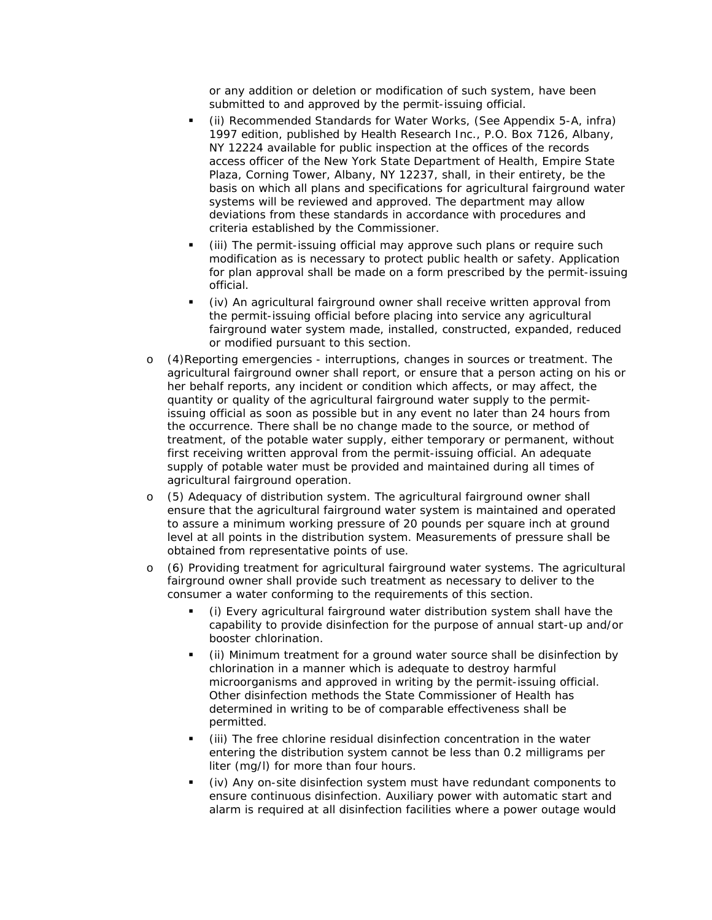or any addition or deletion or modification of such system, have been submitted to and approved by the permit-issuing official.

  - (ii) Recommended Standards for Water Works, (See Appendix 5-A, infra) 1997 edition, published by Health Research Inc., P.O. Box 7126, Albany, NY 12224 available for public inspection at the offices of the records access officer of the New York State Department of Health, Empire State Plaza, Corning Tower, Albany, NY 12237, shall, in their entirety, be the basis on which all plans and specifications for agricultural fairground water systems will be reviewed and approved. The department may allow deviations from these standards in accordance with procedures and criteria established by the Commissioner.
  - (iii) The permit-issuing official may approve such plans or require such modification as is necessary to protect public health or safety. Application for plan approval shall be made on a form prescribed by the permit-issuing official.
  - (iv) An agricultural fairground owner shall receive written approval from the permit-issuing official before placing into service any agricultural fairground water system made, installed, constructed, expanded, reduced or modified pursuant to this section.

- (4)Reporting emergencies - interruptions, changes in sources or treatment. The agricultural fairground owner shall report, or ensure that a person acting on his or her behalf reports, any incident or condition which affects, or may affect, the quantity or quality of the agricultural fairground water supply to the permit-issuing official as soon as possible but in any event no later than 24 hours from the occurrence. There shall be no change made to the source, or method of treatment, of the potable water supply, either temporary or permanent, without first receiving written approval from the permit-issuing official. An adequate supply of potable water must be provided and maintained during all times of agricultural fairground operation.
- (5) Adequacy of distribution system. The agricultural fairground owner shall ensure that the agricultural fairground water system is maintained and operated to assure a minimum working pressure of 20 pounds per square inch at ground level at all points in the distribution system. Measurements of pressure shall be obtained from representative points of use.
- (6) Providing treatment for agricultural fairground water systems. The agricultural fairground owner shall provide such treatment as necessary to deliver to the consumer a water conforming to the requirements of this section.
  - (i) Every agricultural fairground water distribution system shall have the capability to provide disinfection for the purpose of annual start-up and/or booster chlorination.
  - (ii) Minimum treatment for a ground water source shall be disinfection by chlorination in a manner which is adequate to destroy harmful microorganisms and approved in writing by the permit-issuing official. Other disinfection methods the State Commissioner of Health has determined in writing to be of comparable effectiveness shall be permitted.
  - (iii) The free chlorine residual disinfection concentration in the water entering the distribution system cannot be less than 0.2 milligrams per liter (mg/l) for more than four hours.
  - (iv) Any on-site disinfection system must have redundant components to ensure continuous disinfection. Auxiliary power with automatic start and alarm is required at all disinfection facilities where a power outage would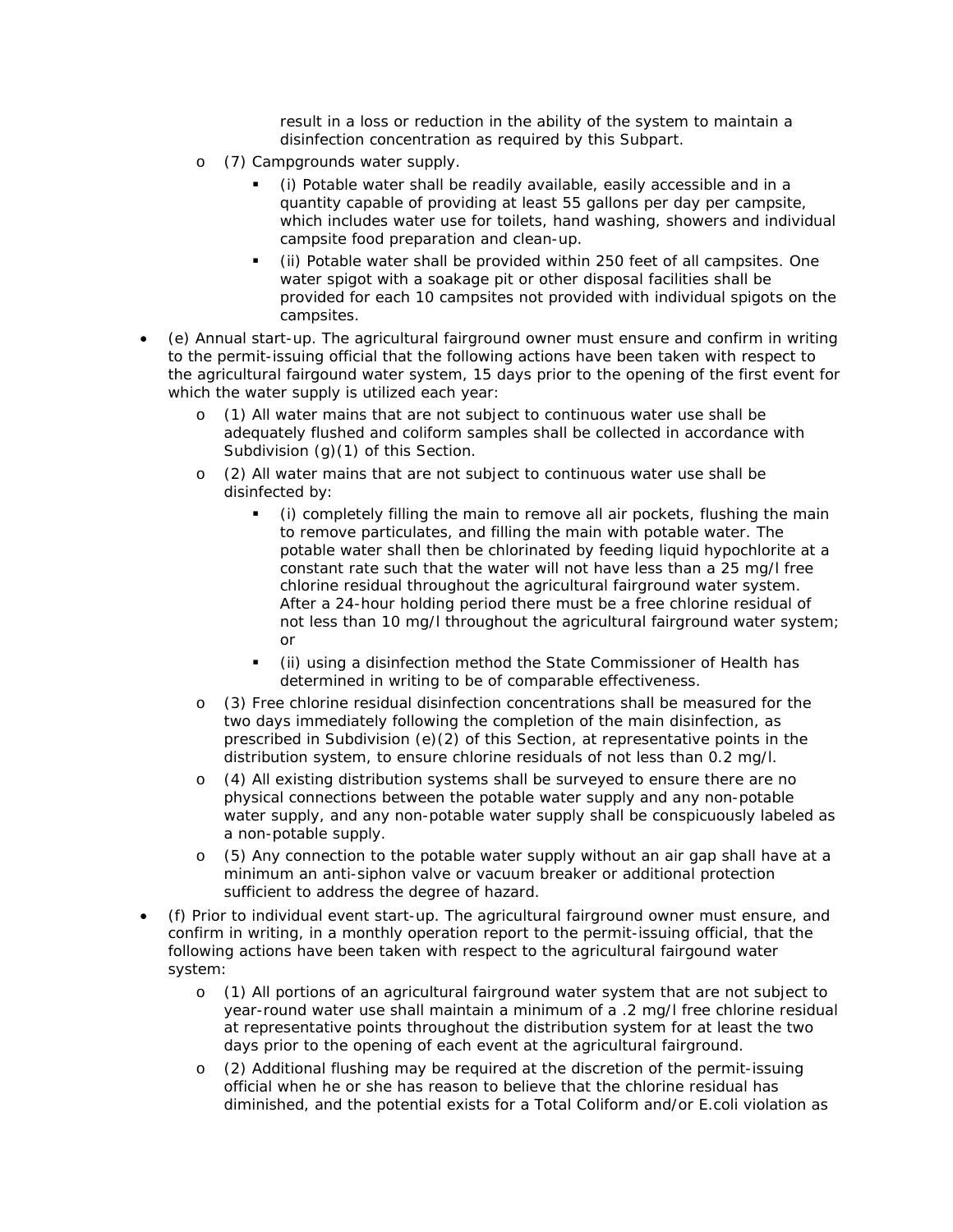result in a loss or reduction in the ability of the system to maintain a disinfection concentration as required by this Subpart.

- (7) Campgrounds water supply.
    - (i) Potable water shall be readily available, easily accessible and in a quantity capable of providing at least 55 gallons per day per campsite, which includes water use for toilets, hand washing, showers and individual campsite food preparation and clean-up.
    - (ii) Potable water shall be provided within 250 feet of all campsites. One water spigot with a soakage pit or other disposal facilities shall be provided for each 10 campsites not provided with individual spigots on the campsites.

- (e) Annual start-up. The agricultural fairground owner must ensure and confirm in writing to the permit-issuing official that the following actions have been taken with respect to the agricultural fairgound water system, 15 days prior to the opening of the first event for which the water supply is utilized each year:
    - (1) All water mains that are not subject to continuous water use shall be adequately flushed and coliform samples shall be collected in accordance with Subdivision (g)(1) of this Section.
    - (2) All water mains that are not subject to continuous water use shall be disinfected by:
        - (i) completely filling the main to remove all air pockets, flushing the main to remove particulates, and filling the main with potable water. The potable water shall then be chlorinated by feeding liquid hypochlorite at a constant rate such that the water will not have less than a 25 mg/l free chlorine residual throughout the agricultural fairground water system. After a 24-hour holding period there must be a free chlorine residual of not less than 10 mg/l throughout the agricultural fairground water system; or
        - (ii) using a disinfection method the State Commissioner of Health has determined in writing to be of comparable effectiveness.
    - (3) Free chlorine residual disinfection concentrations shall be measured for the two days immediately following the completion of the main disinfection, as prescribed in Subdivision (e)(2) of this Section, at representative points in the distribution system, to ensure chlorine residuals of not less than 0.2 mg/l.
    - (4) All existing distribution systems shall be surveyed to ensure there are no physical connections between the potable water supply and any non-potable water supply, and any non-potable water supply shall be conspicuously labeled as a non-potable supply.
    - (5) Any connection to the potable water supply without an air gap shall have at a minimum an anti-siphon valve or vacuum breaker or additional protection sufficient to address the degree of hazard.
- (f) Prior to individual event start-up. The agricultural fairground owner must ensure, and confirm in writing, in a monthly operation report to the permit-issuing official, that the following actions have been taken with respect to the agricultural fairgound water system:
    - (1) All portions of an agricultural fairground water system that are not subject to year-round water use shall maintain a minimum of a .2 mg/l free chlorine residual at representative points throughout the distribution system for at least the two days prior to the opening of each event at the agricultural fairground.
    - (2) Additional flushing may be required at the discretion of the permit-issuing official when he or she has reason to believe that the chlorine residual has diminished, and the potential exists for a Total Coliform and/or E.coli violation as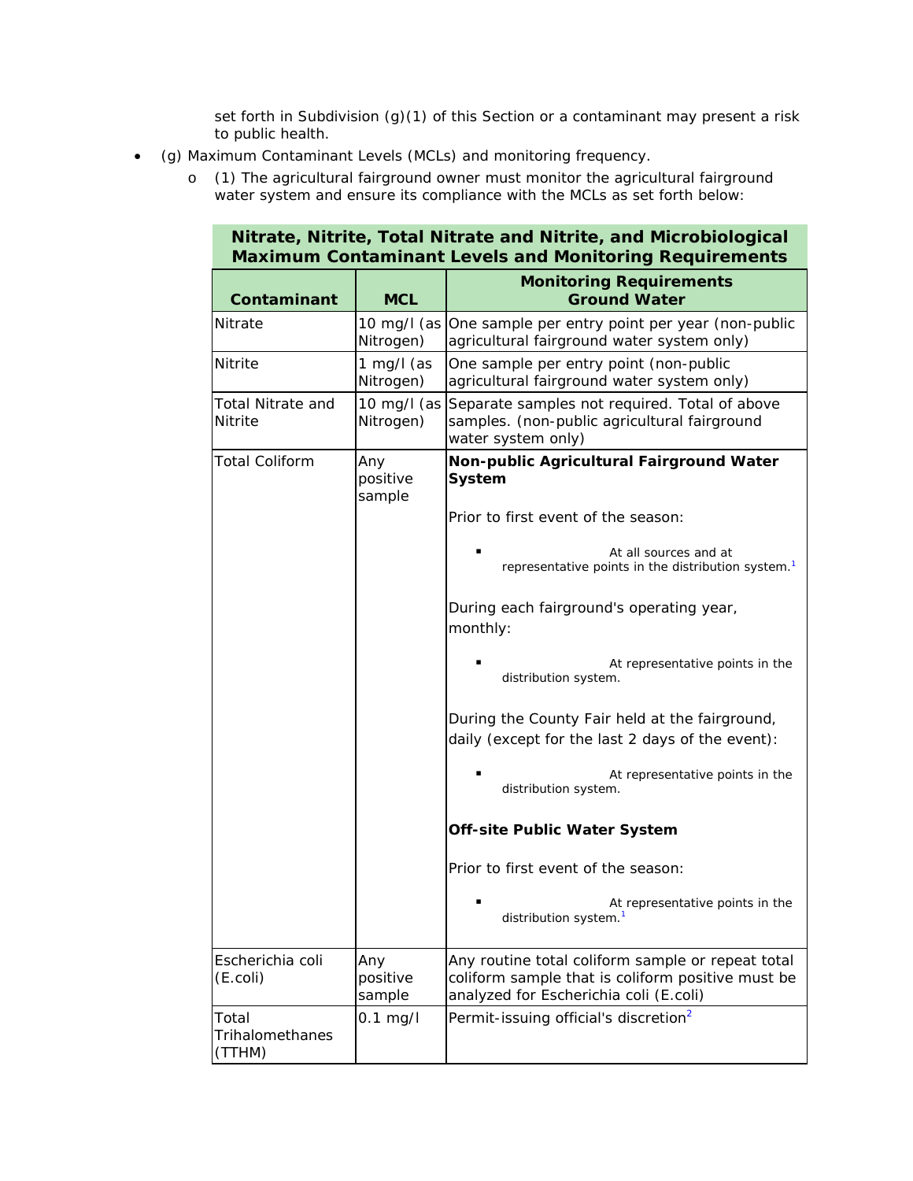set forth in Subdivision (g)(1) of this Section or a contaminant may present a risk to public health.

- (g) Maximum Contaminant Levels (MCLs) and monitoring frequency.
  - (1) The agricultural fairground owner must monitor the agricultural fairground water system and ensure its compliance with the MCLs as set forth below:

**Nitrate, Nitrite, Total Nitrate and Nitrite, and Microbiological Maximum Contaminant Levels and Monitoring Requirements**

| Contaminant | MCL | Monitoring Requirements Ground Water |
|---|---|---|
| Nitrate | 10 mg/l (as Nitrogen) | One sample per entry point per year (non-public agricultural fairground water system only) |
| Nitrite | 1 mg/l (as Nitrogen) | One sample per entry point (non-public agricultural fairground water system only) |
| Total Nitrate and Nitrite | 10 mg/l (as Nitrogen) | Separate samples not required. Total of above samples. (non-public agricultural fairground water system only) |
| Total Coliform | Any positive sample | **Non-public Agricultural Fairground Water System**<br><br>Prior to first event of the season:<br>▪ At all sources and at representative points in the distribution system.[1]<br><br>During each fairground's operating year, monthly:<br>▪ At representative points in the distribution system.<br><br>During the County Fair held at the fairground, daily (except for the last 2 days of the event):<br>▪ At representative points in the distribution system.<br><br>**Off-site Public Water System**<br><br>Prior to first event of the season:<br>▪ At representative points in the distribution system.[1] |
| Escherichia coli (E.coli) | Any positive sample | Any routine total coliform sample or repeat total coliform sample that is coliform positive must be analyzed for Escherichia coli (E.coli) |
| Total Trihalomethanes (TTHM) | 0.1 mg/l | Permit-issuing official's discretion[2] |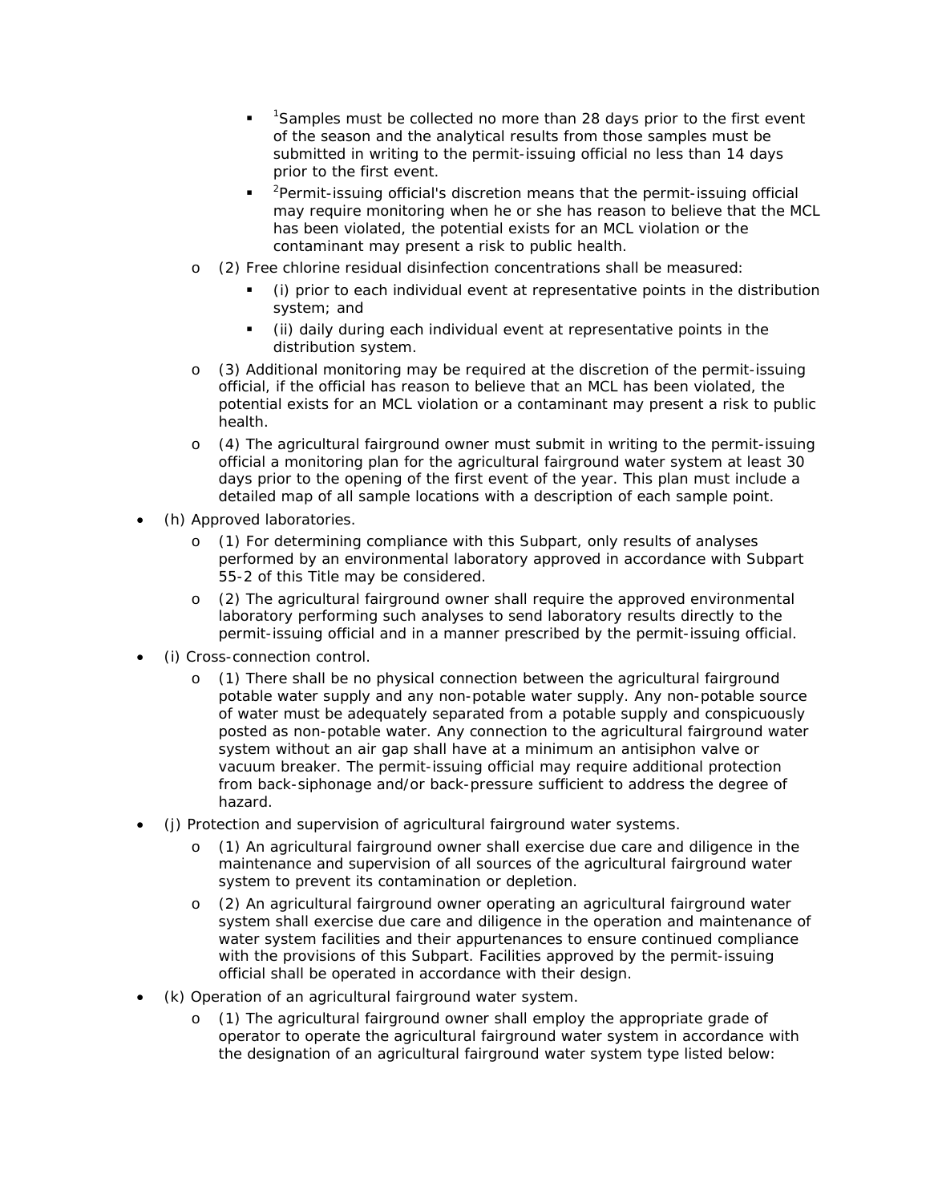- [1]Samples must be collected no more than 28 days prior to the first event of the season and the analytical results from those samples must be submitted in writing to the permit-issuing official no less than 14 days prior to the first event.
        - [2]Permit-issuing official's discretion means that the permit-issuing official may require monitoring when he or she has reason to believe that the MCL has been violated, the potential exists for an MCL violation or the contaminant may present a risk to public health.
    - (2) Free chlorine residual disinfection concentrations shall be measured:
        - (i) prior to each individual event at representative points in the distribution system; and
        - (ii) daily during each individual event at representative points in the distribution system.
    - (3) Additional monitoring may be required at the discretion of the permit-issuing official, if the official has reason to believe that an MCL has been violated, the potential exists for an MCL violation or a contaminant may present a risk to public health.
    - (4) The agricultural fairground owner must submit in writing to the permit-issuing official a monitoring plan for the agricultural fairground water system at least 30 days prior to the opening of the first event of the year. This plan must include a detailed map of all sample locations with a description of each sample point.
- (h) Approved laboratories.
    - (1) For determining compliance with this Subpart, only results of analyses performed by an environmental laboratory approved in accordance with Subpart 55-2 of this Title may be considered.
    - (2) The agricultural fairground owner shall require the approved environmental laboratory performing such analyses to send laboratory results directly to the permit-issuing official and in a manner prescribed by the permit-issuing official.
- (i) Cross-connection control.
    - (1) There shall be no physical connection between the agricultural fairground potable water supply and any non-potable water supply. Any non-potable source of water must be adequately separated from a potable supply and conspicuously posted as non-potable water. Any connection to the agricultural fairground water system without an air gap shall have at a minimum an antisiphon valve or vacuum breaker. The permit-issuing official may require additional protection from back-siphonage and/or back-pressure sufficient to address the degree of hazard.
- (j) Protection and supervision of agricultural fairground water systems.
    - (1) An agricultural fairground owner shall exercise due care and diligence in the maintenance and supervision of all sources of the agricultural fairground water system to prevent its contamination or depletion.
    - (2) An agricultural fairground owner operating an agricultural fairground water system shall exercise due care and diligence in the operation and maintenance of water system facilities and their appurtenances to ensure continued compliance with the provisions of this Subpart. Facilities approved by the permit-issuing official shall be operated in accordance with their design.
- (k) Operation of an agricultural fairground water system.
    - (1) The agricultural fairground owner shall employ the appropriate grade of operator to operate the agricultural fairground water system in accordance with the designation of an agricultural fairground water system type listed below: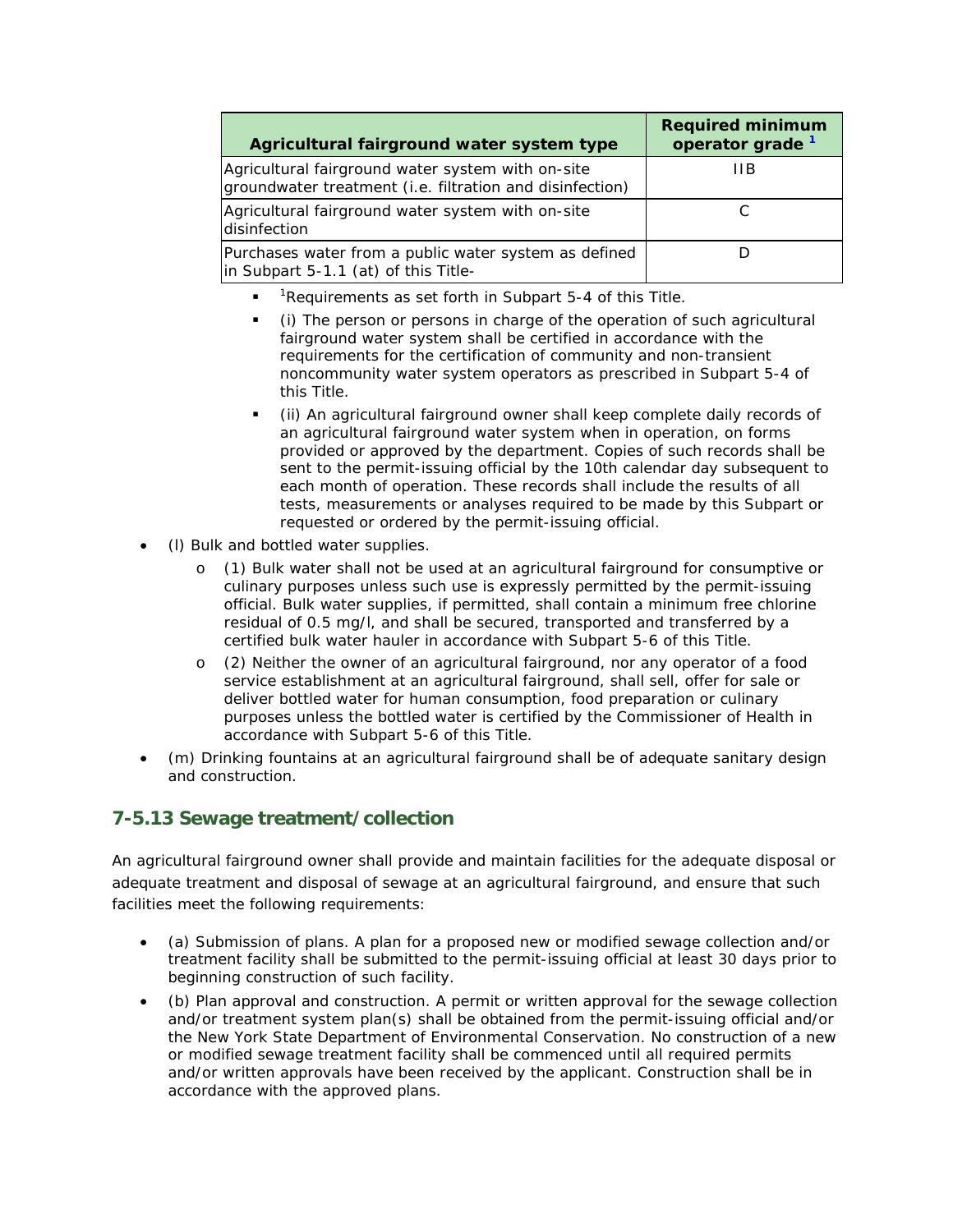| Agricultural fairground water system type | Required minimum operator grade [1] |
| --- | --- |
| Agricultural fairground water system with on-site groundwater treatment (i.e. filtration and disinfection) | IIB |
| Agricultural fairground water system with on-site disinfection | C |
| Purchases water from a public water system as defined in Subpart 5-1.1 (at) of this Title- | D |

- [1]Requirements as set forth in Subpart 5-4 of this Title.
- (i) The person or persons in charge of the operation of such agricultural fairground water system shall be certified in accordance with the requirements for the certification of community and non-transient noncommunity water system operators as prescribed in Subpart 5-4 of this Title.
- (ii) An agricultural fairground owner shall keep complete daily records of an agricultural fairground water system when in operation, on forms provided or approved by the department. Copies of such records shall be sent to the permit-issuing official by the 10th calendar day subsequent to each month of operation. These records shall include the results of all tests, measurements or analyses required to be made by this Subpart or requested or ordered by the permit-issuing official.

- (l) Bulk and bottled water supplies.
  - (1) Bulk water shall not be used at an agricultural fairground for consumptive or culinary purposes unless such use is expressly permitted by the permit-issuing official. Bulk water supplies, if permitted, shall contain a minimum free chlorine residual of 0.5 mg/l, and shall be secured, transported and transferred by a certified bulk water hauler in accordance with Subpart 5-6 of this Title.
  - (2) Neither the owner of an agricultural fairground, nor any operator of a food service establishment at an agricultural fairground, shall sell, offer for sale or deliver bottled water for human consumption, food preparation or culinary purposes unless the bottled water is certified by the Commissioner of Health in accordance with Subpart 5-6 of this Title.
- (m) Drinking fountains at an agricultural fairground shall be of adequate sanitary design and construction.

## 7-5.13 Sewage treatment/collection

An agricultural fairground owner shall provide and maintain facilities for the adequate disposal or adequate treatment and disposal of sewage at an agricultural fairground, and ensure that such facilities meet the following requirements:

- (a) Submission of plans. A plan for a proposed new or modified sewage collection and/or treatment facility shall be submitted to the permit-issuing official at least 30 days prior to beginning construction of such facility.
- (b) Plan approval and construction. A permit or written approval for the sewage collection and/or treatment system plan(s) shall be obtained from the permit-issuing official and/or the New York State Department of Environmental Conservation. No construction of a new or modified sewage treatment facility shall be commenced until all required permits and/or written approvals have been received by the applicant. Construction shall be in accordance with the approved plans.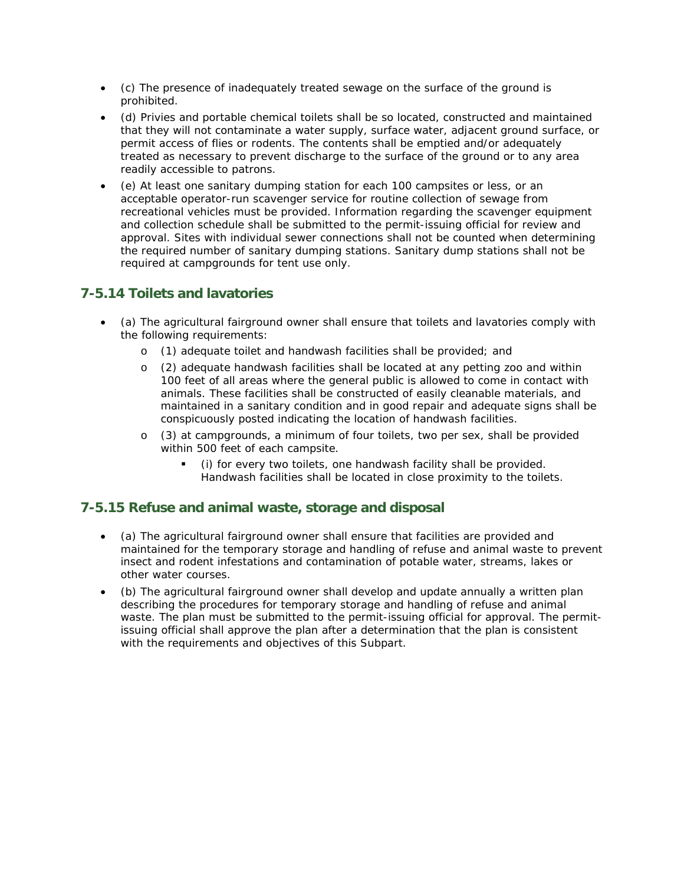- (c) The presence of inadequately treated sewage on the surface of the ground is prohibited.
- (d) Privies and portable chemical toilets shall be so located, constructed and maintained that they will not contaminate a water supply, surface water, adjacent ground surface, or permit access of flies or rodents. The contents shall be emptied and/or adequately treated as necessary to prevent discharge to the surface of the ground or to any area readily accessible to patrons.
- (e) At least one sanitary dumping station for each 100 campsites or less, or an acceptable operator-run scavenger service for routine collection of sewage from recreational vehicles must be provided. Information regarding the scavenger equipment and collection schedule shall be submitted to the permit-issuing official for review and approval. Sites with individual sewer connections shall not be counted when determining the required number of sanitary dumping stations. Sanitary dump stations shall not be required at campgrounds for tent use only.

## 7-5.14 Toilets and lavatories

- (a) The agricultural fairground owner shall ensure that toilets and lavatories comply with the following requirements:
  - (1) adequate toilet and handwash facilities shall be provided; and
  - (2) adequate handwash facilities shall be located at any petting zoo and within 100 feet of all areas where the general public is allowed to come in contact with animals. These facilities shall be constructed of easily cleanable materials, and maintained in a sanitary condition and in good repair and adequate signs shall be conspicuously posted indicating the location of handwash facilities.
  - (3) at campgrounds, a minimum of four toilets, two per sex, shall be provided within 500 feet of each campsite.
    - (i) for every two toilets, one handwash facility shall be provided. Handwash facilities shall be located in close proximity to the toilets.

## 7-5.15 Refuse and animal waste, storage and disposal

- (a) The agricultural fairground owner shall ensure that facilities are provided and maintained for the temporary storage and handling of refuse and animal waste to prevent insect and rodent infestations and contamination of potable water, streams, lakes or other water courses.
- (b) The agricultural fairground owner shall develop and update annually a written plan describing the procedures for temporary storage and handling of refuse and animal waste. The plan must be submitted to the permit-issuing official for approval. The permit-issuing official shall approve the plan after a determination that the plan is consistent with the requirements and objectives of this Subpart.